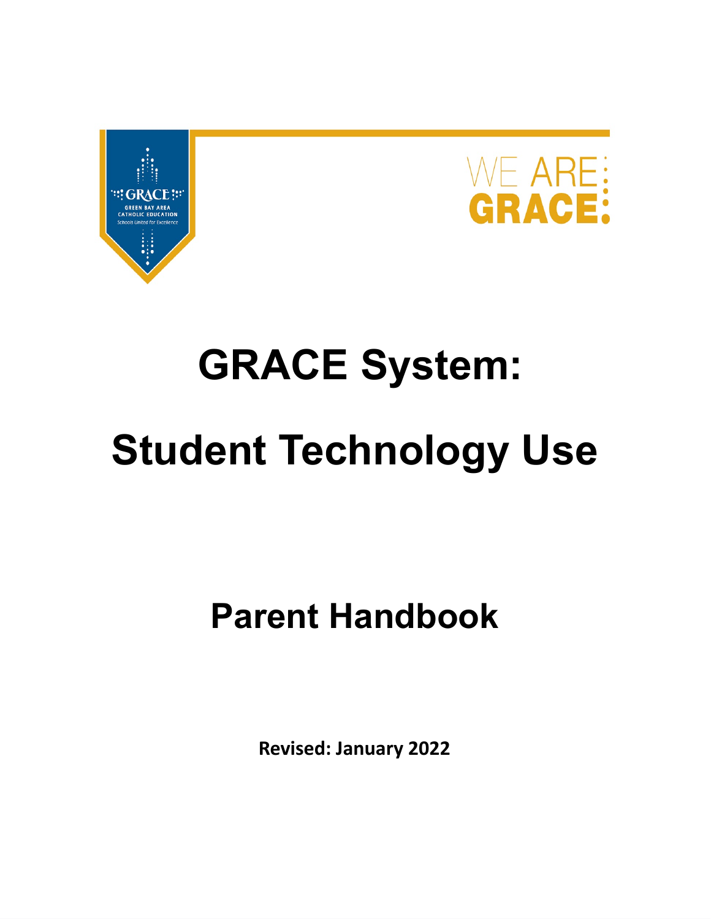GRACE
GREEN BAY AREA
CATHOLIC EDUCATION
Schools United for Excellence

WE ARE:
GRACE:

# GRACE System:

# Student Technology Use

## Parent Handbook

**Revised: January 2022**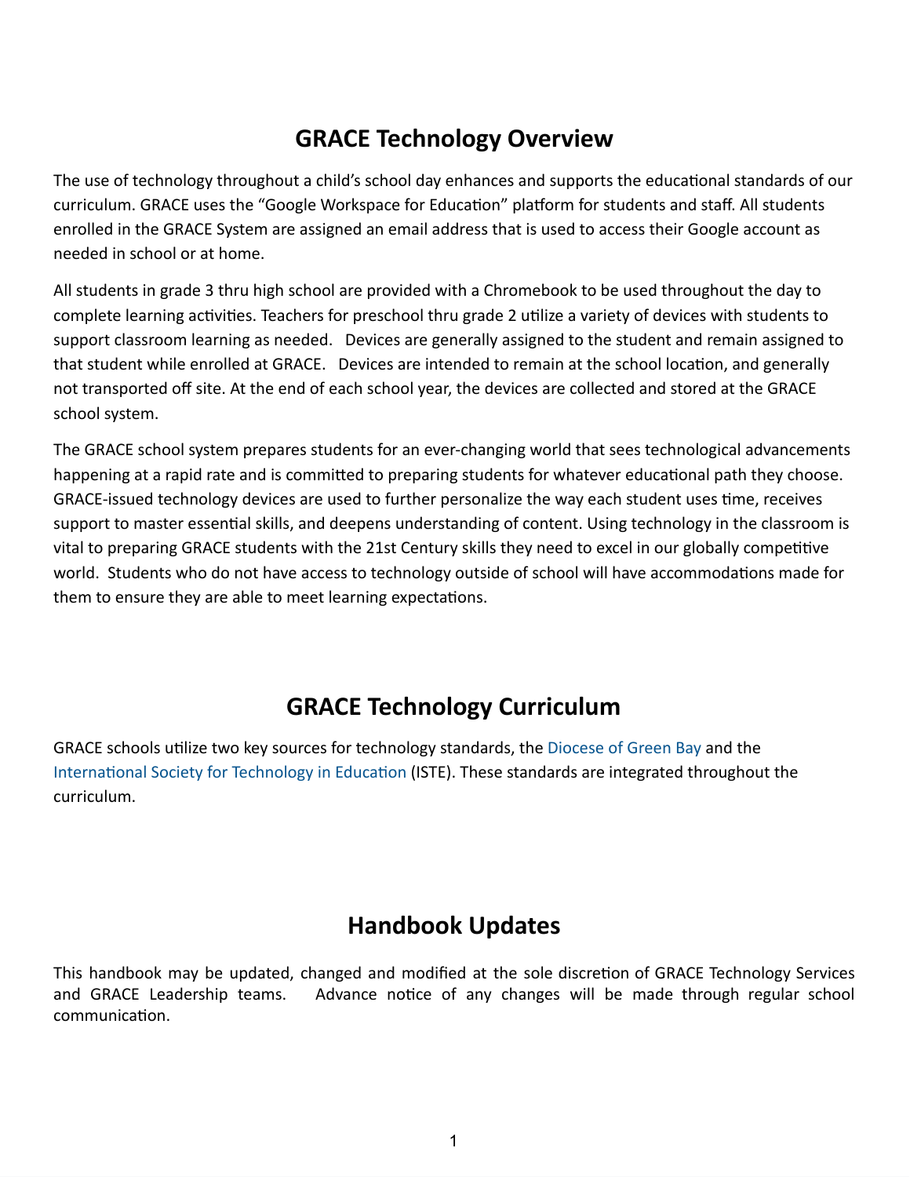# GRACE Technology Overview

The use of technology throughout a child's school day enhances and supports the educational standards of our curriculum. GRACE uses the "Google Workspace for Education" platform for students and staff. All students enrolled in the GRACE System are assigned an email address that is used to access their Google account as needed in school or at home.

All students in grade 3 thru high school are provided with a Chromebook to be used throughout the day to complete learning activities. Teachers for preschool thru grade 2 utilize a variety of devices with students to support classroom learning as needed. Devices are generally assigned to the student and remain assigned to that student while enrolled at GRACE. Devices are intended to remain at the school location, and generally not transported off site. At the end of each school year, the devices are collected and stored at the GRACE school system.

The GRACE school system prepares students for an ever-changing world that sees technological advancements happening at a rapid rate and is committed to preparing students for whatever educational path they choose. GRACE-issued technology devices are used to further personalize the way each student uses time, receives support to master essential skills, and deepens understanding of content. Using technology in the classroom is vital to preparing GRACE students with the 21st Century skills they need to excel in our globally competitive world. Students who do not have access to technology outside of school will have accommodations made for them to ensure they are able to meet learning expectations.

# GRACE Technology Curriculum

GRACE schools utilize two key sources for technology standards, the Diocese of Green Bay and the International Society for Technology in Education (ISTE). These standards are integrated throughout the curriculum.

# Handbook Updates

This handbook may be updated, changed and modified at the sole discretion of GRACE Technology Services and GRACE Leadership teams. Advance notice of any changes will be made through regular school communication.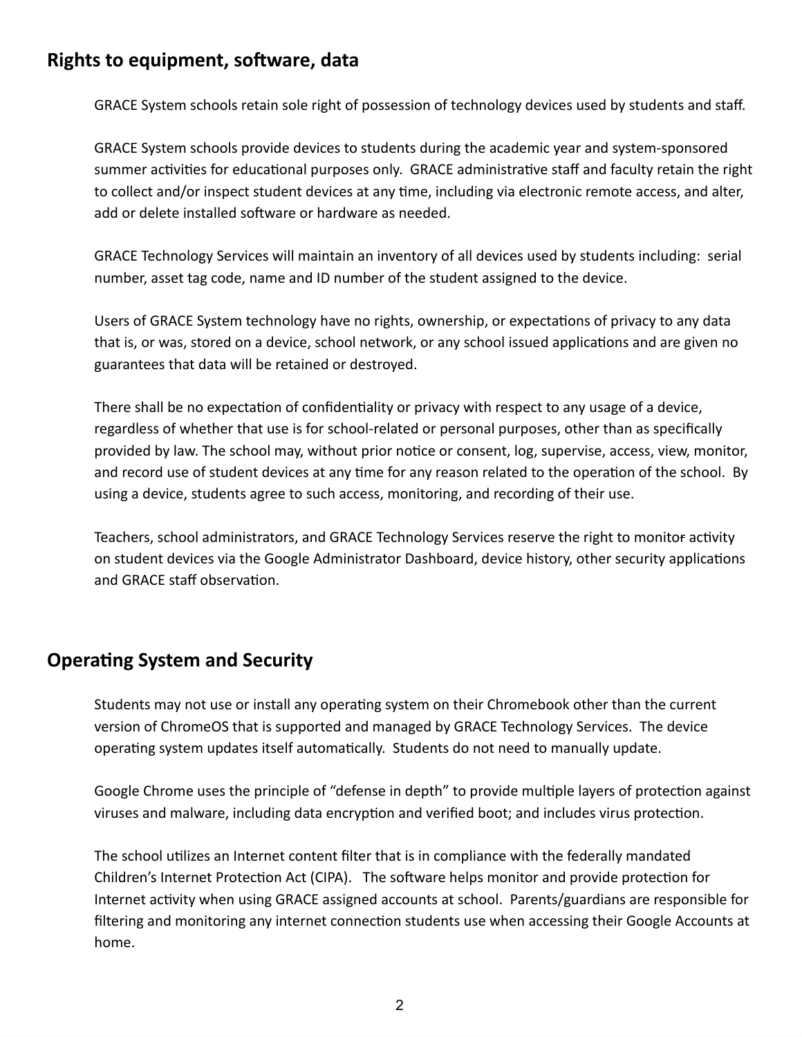## Rights to equipment, software, data

GRACE System schools retain sole right of possession of technology devices used by students and staff.

GRACE System schools provide devices to students during the academic year and system-sponsored summer activities for educational purposes only. GRACE administrative staff and faculty retain the right to collect and/or inspect student devices at any time, including via electronic remote access, and alter, add or delete installed software or hardware as needed.

GRACE Technology Services will maintain an inventory of all devices used by students including: serial number, asset tag code, name and ID number of the student assigned to the device.

Users of GRACE System technology have no rights, ownership, or expectations of privacy to any data that is, or was, stored on a device, school network, or any school issued applications and are given no guarantees that data will be retained or destroyed.

There shall be no expectation of confidentiality or privacy with respect to any usage of a device, regardless of whether that use is for school-related or personal purposes, other than as specifically provided by law. The school may, without prior notice or consent, log, supervise, access, view, monitor, and record use of student devices at any time for any reason related to the operation of the school. By using a device, students agree to such access, monitoring, and recording of their use.

Teachers, school administrators, and GRACE Technology Services reserve the right to monitor activity on student devices via the Google Administrator Dashboard, device history, other security applications and GRACE staff observation.

## Operating System and Security

Students may not use or install any operating system on their Chromebook other than the current version of ChromeOS that is supported and managed by GRACE Technology Services. The device operating system updates itself automatically. Students do not need to manually update.

Google Chrome uses the principle of "defense in depth" to provide multiple layers of protection against viruses and malware, including data encryption and verified boot; and includes virus protection.

The school utilizes an Internet content filter that is in compliance with the federally mandated Children's Internet Protection Act (CIPA). The software helps monitor and provide protection for Internet activity when using GRACE assigned accounts at school. Parents/guardians are responsible for filtering and monitoring any internet connection students use when accessing their Google Accounts at home.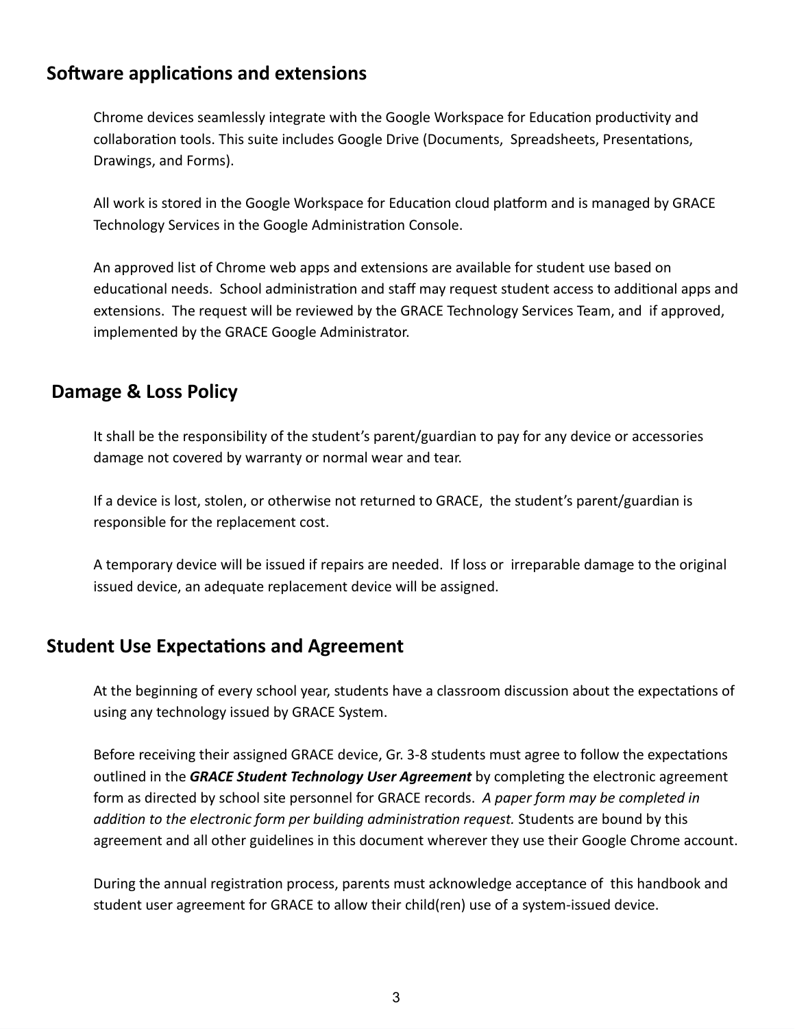## Software applications and extensions

Chrome devices seamlessly integrate with the Google Workspace for Education productivity and collaboration tools. This suite includes Google Drive (Documents, Spreadsheets, Presentations, Drawings, and Forms).

All work is stored in the Google Workspace for Education cloud platform and is managed by GRACE Technology Services in the Google Administration Console.

An approved list of Chrome web apps and extensions are available for student use based on educational needs. School administration and staff may request student access to additional apps and extensions. The request will be reviewed by the GRACE Technology Services Team, and if approved, implemented by the GRACE Google Administrator.

## Damage & Loss Policy

It shall be the responsibility of the student's parent/guardian to pay for any device or accessories damage not covered by warranty or normal wear and tear.

If a device is lost, stolen, or otherwise not returned to GRACE, the student's parent/guardian is responsible for the replacement cost.

A temporary device will be issued if repairs are needed. If loss or irreparable damage to the original issued device, an adequate replacement device will be assigned.

## Student Use Expectations and Agreement

At the beginning of every school year, students have a classroom discussion about the expectations of using any technology issued by GRACE System.

Before receiving their assigned GRACE device, Gr. 3-8 students must agree to follow the expectations outlined in the ***GRACE Student Technology User Agreement*** by completing the electronic agreement form as directed by school site personnel for GRACE records. *A paper form may be completed in addition to the electronic form per building administration request.* Students are bound by this agreement and all other guidelines in this document wherever they use their Google Chrome account.

During the annual registration process, parents must acknowledge acceptance of this handbook and student user agreement for GRACE to allow their child(ren) use of a system-issued device.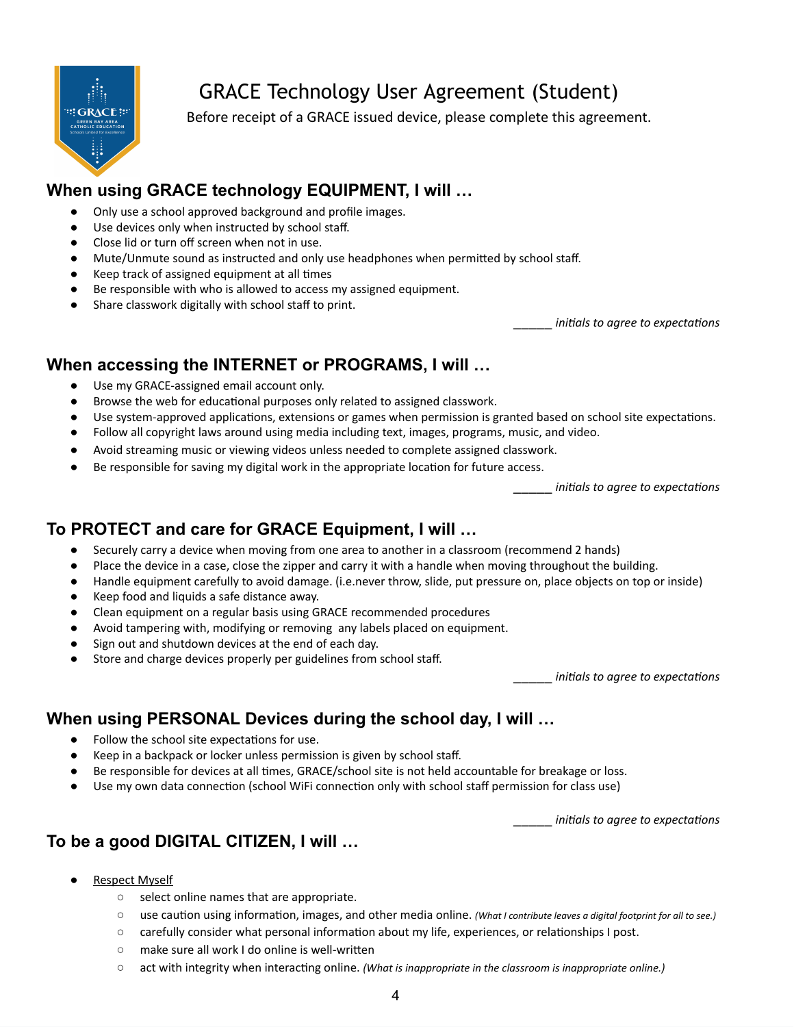# GRACE Technology User Agreement (Student)

Before receipt of a GRACE issued device, please complete this agreement.

## When using GRACE technology EQUIPMENT, I will …

- Only use a school approved background and profile images.
- Use devices only when instructed by school staff.
- Close lid or turn off screen when not in use.
- Mute/Unmute sound as instructed and only use headphones when permitted by school staff.
- Keep track of assigned equipment at all times
- Be responsible with who is allowed to access my assigned equipment.
- Share classwork digitally with school staff to print.

______ *initials to agree to expectations*

## When accessing the INTERNET or PROGRAMS, I will …

- Use my GRACE-assigned email account only.
- Browse the web for educational purposes only related to assigned classwork.
- Use system-approved applications, extensions or games when permission is granted based on school site expectations.
- Follow all copyright laws around using media including text, images, programs, music, and video.
- Avoid streaming music or viewing videos unless needed to complete assigned classwork.
- Be responsible for saving my digital work in the appropriate location for future access.

______ *initials to agree to expectations*

## To PROTECT and care for GRACE Equipment, I will …

- Securely carry a device when moving from one area to another in a classroom (recommend 2 hands)
- Place the device in a case, close the zipper and carry it with a handle when moving throughout the building.
- Handle equipment carefully to avoid damage. (i.e.never throw, slide, put pressure on, place objects on top or inside)
- Keep food and liquids a safe distance away.
- Clean equipment on a regular basis using GRACE recommended procedures
- Avoid tampering with, modifying or removing any labels placed on equipment.
- Sign out and shutdown devices at the end of each day.
- Store and charge devices properly per guidelines from school staff.

______ *initials to agree to expectations*

## When using PERSONAL Devices during the school day, I will …

- Follow the school site expectations for use.
- Keep in a backpack or locker unless permission is given by school staff.
- Be responsible for devices at all times, GRACE/school site is not held accountable for breakage or loss.
- Use my own data connection (school WiFi connection only with school staff permission for class use)

______ *initials to agree to expectations*

## To be a good DIGITAL CITIZEN, I will …

- <u>Respect Myself</u>
  - select online names that are appropriate.
  - use caution using information, images, and other media online. *(What I contribute leaves a digital footprint for all to see.)*
  - carefully consider what personal information about my life, experiences, or relationships I post.
  - make sure all work I do online is well-written
  - act with integrity when interacting online. *(What is inappropriate in the classroom is inappropriate online.)*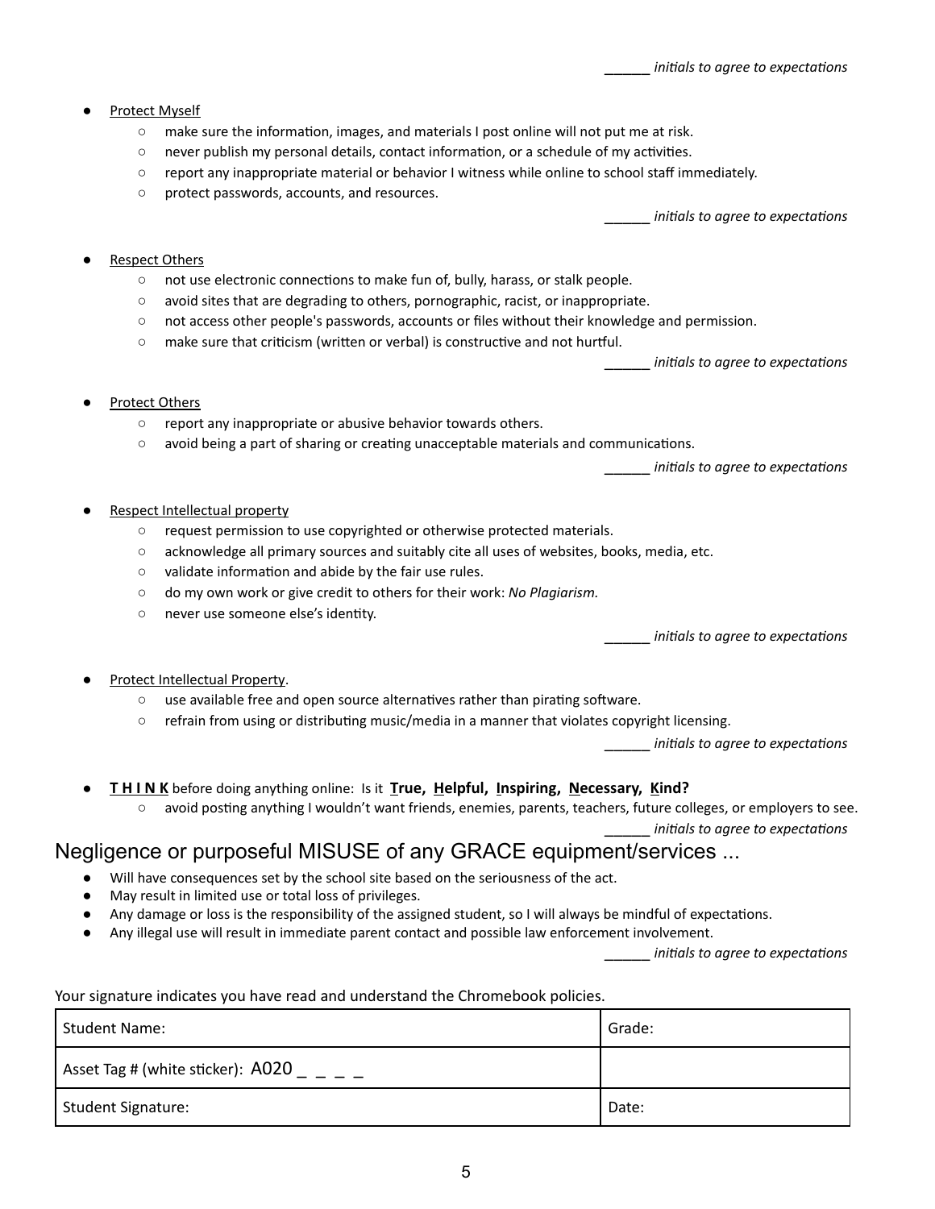______ *initials to agree to expectations*

- <u>Protect Myself</u>
    - make sure the information, images, and materials I post online will not put me at risk.
    - never publish my personal details, contact information, or a schedule of my activities.
    - report any inappropriate material or behavior I witness while online to school staff immediately.
    - protect passwords, accounts, and resources.

______ *initials to agree to expectations*

- <u>Respect Others</u>
    - not use electronic connections to make fun of, bully, harass, or stalk people.
    - avoid sites that are degrading to others, pornographic, racist, or inappropriate.
    - not access other people's passwords, accounts or files without their knowledge and permission.
    - make sure that criticism (written or verbal) is constructive and not hurtful.

______ *initials to agree to expectations*

- <u>Protect Others</u>
    - report any inappropriate or abusive behavior towards others.
    - avoid being a part of sharing or creating unacceptable materials and communications.

______ *initials to agree to expectations*

- <u>Respect Intellectual property</u>
    - request permission to use copyrighted or otherwise protected materials.
    - acknowledge all primary sources and suitably cite all uses of websites, books, media, etc.
    - validate information and abide by the fair use rules.
    - do my own work or give credit to others for their work: *No Plagiarism.*
    - never use someone else's identity.

______ *initials to agree to expectations*

- <u>Protect Intellectual Property</u>.
    - use available free and open source alternatives rather than pirating software.
    - refrain from using or distributing music/media in a manner that violates copyright licensing.

______ *initials to agree to expectations*

- **<u>T H I N K</u>** before doing anything online: Is it **<u>T</u>rue, <u>H</u>elpful, <u>I</u>nspiring, <u>N</u>ecessary, <u>K</u>ind?**
    - avoid posting anything I wouldn't want friends, enemies, parents, teachers, future colleges, or employers to see.

______ *initials to agree to expectations*

## Negligence or purposeful MISUSE of any GRACE equipment/services ...

- Will have consequences set by the school site based on the seriousness of the act.
- May result in limited use or total loss of privileges.
- Any damage or loss is the responsibility of the assigned student, so I will always be mindful of expectations.
- Any illegal use will result in immediate parent contact and possible law enforcement involvement.

______ *initials to agree to expectations*

Your signature indicates you have read and understand the Chromebook policies.

| | |
|---|---|
| Student Name: | Grade: |
| Asset Tag # (white sticker): A020 _ _ _ _ | |
| Student Signature: | Date: |